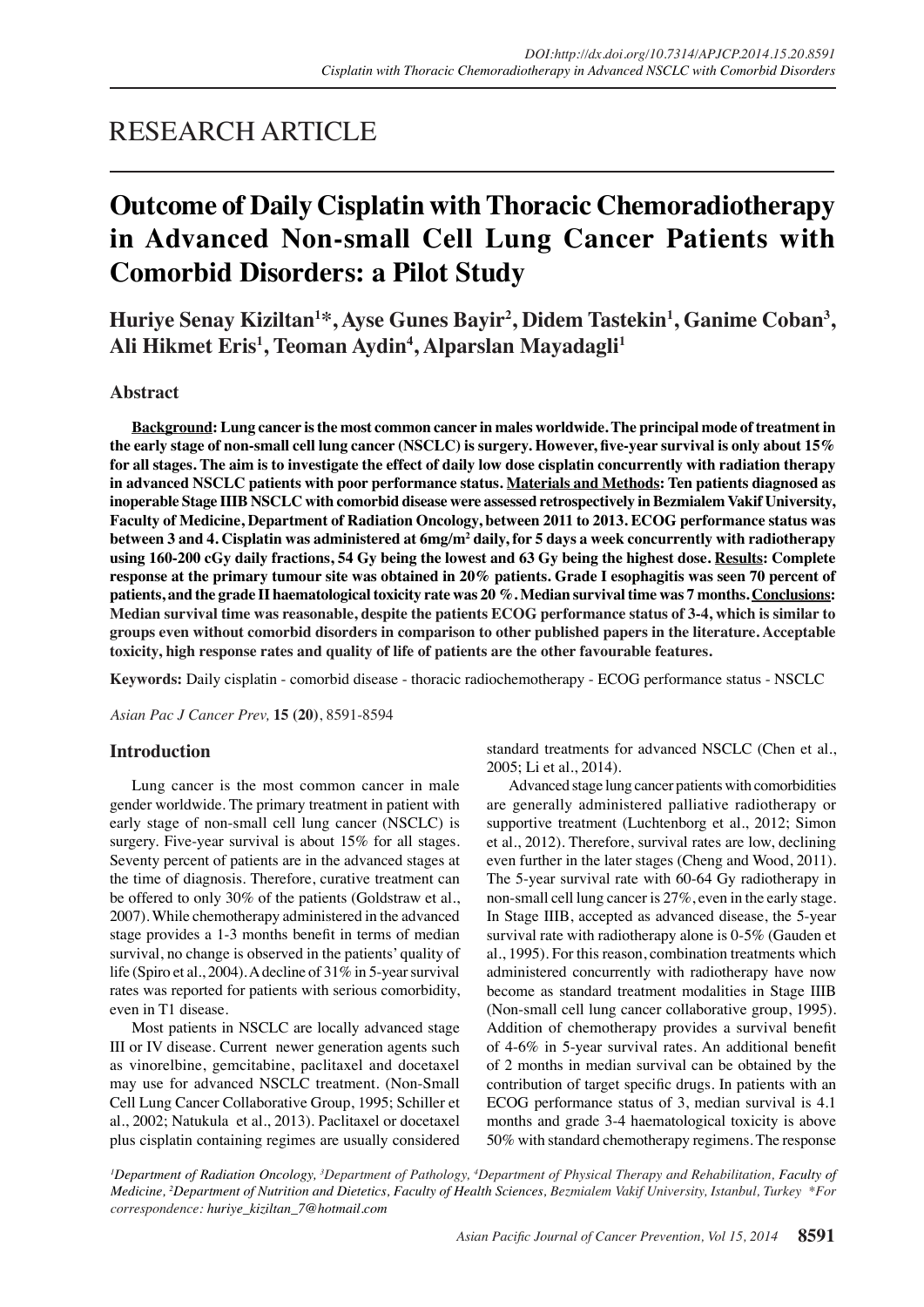# RESEARCH ARTICLE

# Outcome of Daily Cisplatin with Thoracic Chemoradiotherapy in Advanced Non-small Cell Lung Cancer Patients with Comorbid Disorders: a Pilot Study

**Huriye Senay Kiziltan[1]\*, Ayse Gunes Bayir[2], Didem Tastekin[1], Ganime Coban[3], Ali Hikmet Eris[1], Teoman Aydin[4], Alparslan Mayadagli[1]**

## Abstract

**Background: Lung cancer is the most common cancer in males worldwide. The principal mode of treatment in the early stage of non-small cell lung cancer (NSCLC) is surgery. However, five-year survival is only about 15% for all stages. The aim is to investigate the effect of daily low dose cisplatin concurrently with radiation therapy in advanced NSCLC patients with poor performance status. Materials and Methods: Ten patients diagnosed as inoperable Stage IIIB NSCLC with comorbid disease were assessed retrospectively in Bezmialem Vakif University, Faculty of Medicine, Department of Radiation Oncology, between 2011 to 2013. ECOG performance status was between 3 and 4. Cisplatin was administered at 6mg/m$^2$ daily, for 5 days a week concurrently with radiotherapy using 160-200 cGy daily fractions, 54 Gy being the lowest and 63 Gy being the highest dose. Results: Complete response at the primary tumour site was obtained in 20% patients. Grade I esophagitis was seen 70 percent of patients, and the grade II haematological toxicity rate was 20 %. Median survival time was 7 months. Conclusions: Median survival time was reasonable, despite the patients ECOG performance status of 3-4, which is similar to groups even without comorbid disorders in comparison to other published papers in the literature. Acceptable toxicity, high response rates and quality of life of patients are the other favourable features.**

**Keywords:** Daily cisplatin - comorbid disease - thoracic radiochemotherapy - ECOG performance status - NSCLC

*Asian Pac J Cancer Prev,* **15 (20)**, 8591-8594

## Introduction

Lung cancer is the most common cancer in male gender worldwide. The primary treatment in patient with early stage of non-small cell lung cancer (NSCLC) is surgery. Five-year survival is about 15% for all stages. Seventy percent of patients are in the advanced stages at the time of diagnosis. Therefore, curative treatment can be offered to only 30% of the patients (Goldstraw et al., 2007). While chemotherapy administered in the advanced stage provides a 1-3 months benefit in terms of median survival, no change is observed in the patients' quality of life (Spiro et al., 2004). A decline of 31% in 5-year survival rates was reported for patients with serious comorbidity, even in T1 disease.

Most patients in NSCLC are locally advanced stage III or IV disease. Current newer generation agents such as vinorelbine, gemcitabine, paclitaxel and docetaxel may use for advanced NSCLC treatment. (Non-Small Cell Lung Cancer Collaborative Group, 1995; Schiller et al., 2002; Natukula et al., 2013). Paclitaxel or docetaxel plus cisplatin containing regimes are usually considered standard treatments for advanced NSCLC (Chen et al., 2005; Li et al., 2014).

Advanced stage lung cancer patients with comorbidities are generally administered palliative radiotherapy or supportive treatment (Luchtenborg et al., 2012; Simon et al., 2012). Therefore, survival rates are low, declining even further in the later stages (Cheng and Wood, 2011). The 5-year survival rate with 60-64 Gy radiotherapy in non-small cell lung cancer is 27%, even in the early stage. In Stage IIIB, accepted as advanced disease, the 5-year survival rate with radiotherapy alone is 0-5% (Gauden et al., 1995). For this reason, combination treatments which administered concurrently with radiotherapy have now become as standard treatment modalities in Stage IIIB (Non-small cell lung cancer collaborative group, 1995). Addition of chemotherapy provides a survival benefit of 4-6% in 5-year survival rates. An additional benefit of 2 months in median survival can be obtained by the contribution of target specific drugs. In patients with an ECOG performance status of 3, median survival is 4.1 months and grade 3-4 haematological toxicity is above 50% with standard chemotherapy regimens. The response

*[1]Department of Radiation Oncology, [3]Department of Pathology, [4]Department of Physical Therapy and Rehabilitation, Faculty of Medicine, [2]Department of Nutrition and Dietetics, Faculty of Health Sciences, Bezmialem Vakif University, Istanbul, Turkey \*For correspondence: huriye_kiziltan_7@hotmail.com*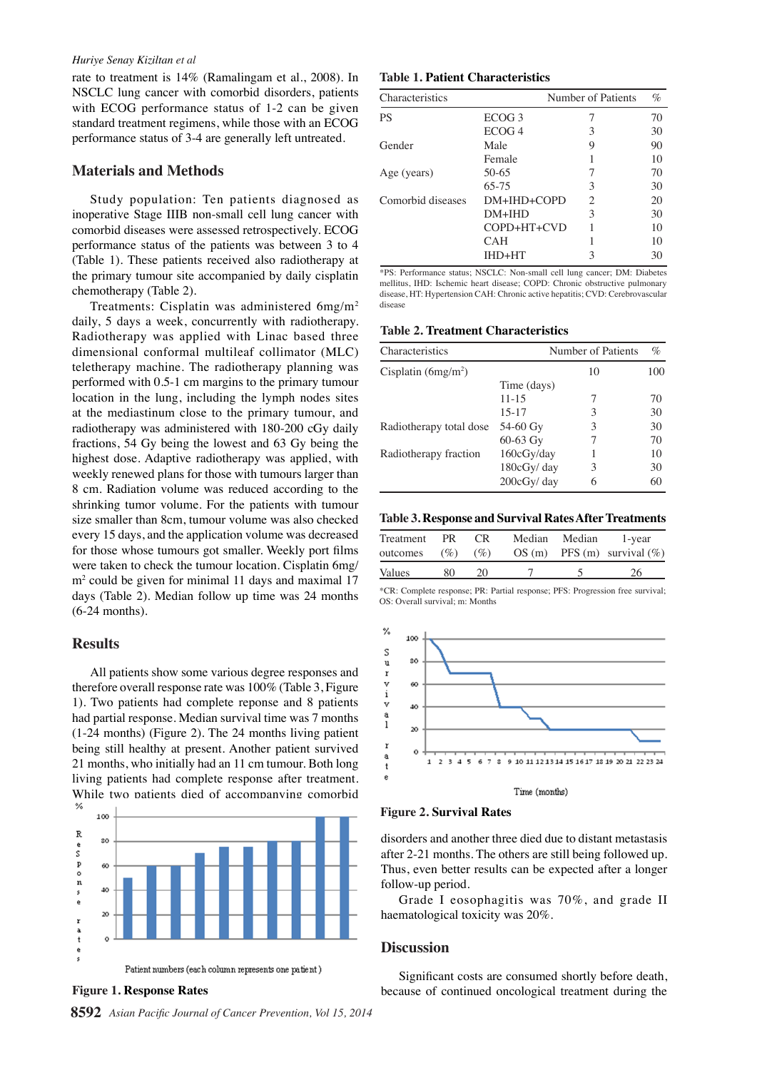rate to treatment is 14% (Ramalingam et al., 2008). In NSCLC lung cancer with comorbid disorders, patients with ECOG performance status of 1-2 can be given standard treatment regimens, while those with an ECOG performance status of 3-4 are generally left untreated.

## Materials and Methods

Study population: Ten patients diagnosed as inoperative Stage IIIB non-small cell lung cancer with comorbid diseases were assessed retrospectively. ECOG performance status of the patients was between 3 to 4 (Table 1). These patients received also radiotherapy at the primary tumour site accompanied by daily cisplatin chemotherapy (Table 2).

Treatments: Cisplatin was administered 6mg/m$^2$ daily, 5 days a week, concurrently with radiotherapy. Radiotherapy was applied with Linac based three dimensional conformal multileaf collimator (MLC) teletherapy machine. The radiotherapy planning was performed with 0.5-1 cm margins to the primary tumour location in the lung, including the lymph nodes sites at the mediastinum close to the primary tumour, and radiotherapy was administered with 180-200 cGy daily fractions, 54 Gy being the lowest and 63 Gy being the highest dose. Adaptive radiotherapy was applied, with weekly renewed plans for those with tumours larger than 8 cm. Radiation volume was reduced according to the shrinking tumor volume. For the patients with tumour size smaller than 8cm, tumour volume was also checked every 15 days, and the application volume was decreased for those whose tumours got smaller. Weekly port films were taken to check the tumour location. Cisplatin 6mg/m$^2$ could be given for minimal 11 days and maximal 17 days (Table 2). Median follow up time was 24 months (6-24 months).

## Results

All patients show some various degree responses and therefore overall response rate was 100% (Table 3, Figure 1). Two patients had complete reponse and 8 patients had partial response. Median survival time was 7 months (1-24 months) (Figure 2). The 24 months living patient being still healthy at present. Another patient survived 21 months, who initially had an 11 cm tumour. Both long living patients had complete response after treatment. While two patients died of accompanying comorbid disorders and another three died due to distant metastasis after 2-21 months. The others are still being followed up. Thus, even better results can be expected after a longer follow-up period.

Grade I eosophagitis was 70%, and grade II haematological toxicity was 20%.

**Figure 1. Response Rates**

**Table 1. Patient Characteristics**

| Characteristics | | Number of Patients | % |
|---|---|---|---|
| PS | ECOG 3 | 7 | 70 |
| | ECOG 4 | 3 | 30 |
| Gender | Male | 9 | 90 |
| | Female | 1 | 10 |
| Age (years) | 50-65 | 7 | 70 |
| | 65-75 | 3 | 30 |
| Comorbid diseases | DM+IHD+COPD | 2 | 20 |
| | DM+IHD | 3 | 30 |
| | COPD+HT+CVD | 1 | 10 |
| | CAH | 1 | 10 |
| | IHD+HT | 3 | 30 |

*PS: Performance status; NSCLC: Non-small cell lung cancer; DM: Diabetes mellitus, IHD: Ischemic heart disease; COPD: Chronic obstructive pulmonary disease, HT: Hypertension CAH: Chronic active hepatitis; CVD: Cerebrovascular disease

**Table 2. Treatment Characteristics**

| Characteristics | | Number of Patients | % |
|---|---|---|---|
| Cisplatin (6mg/m$^2$) | | 10 | 100 |
| | Time (days) | | |
| | 11-15 | 7 | 70 |
| | 15-17 | 3 | 30 |
| Radiotherapy total dose | 54-60 Gy | 3 | 30 |
| | 60-63 Gy | 7 | 70 |
| Radiotherapy fraction | 160cGy/day | 1 | 10 |
| | 180cGy/ day | 3 | 30 |
| | 200cGy/ day | 6 | 60 |

**Table 3. Response and Survival Rates After Treatments**

| Treatment outcomes | PR (%) | CR (%) | Median OS (m) | Median PFS (m) | 1-year survival (%) |
|---|---|---|---|---|---|
| Values | 80 | 20 | 7 | 5 | 26 |

*CR: Complete response; PR: Partial response; PFS: Progression free survival; OS: Overall survival; m: Months

**Figure 2. Survival Rates**

## Discussion

Significant costs are consumed shortly before death, because of continued oncological treatment during the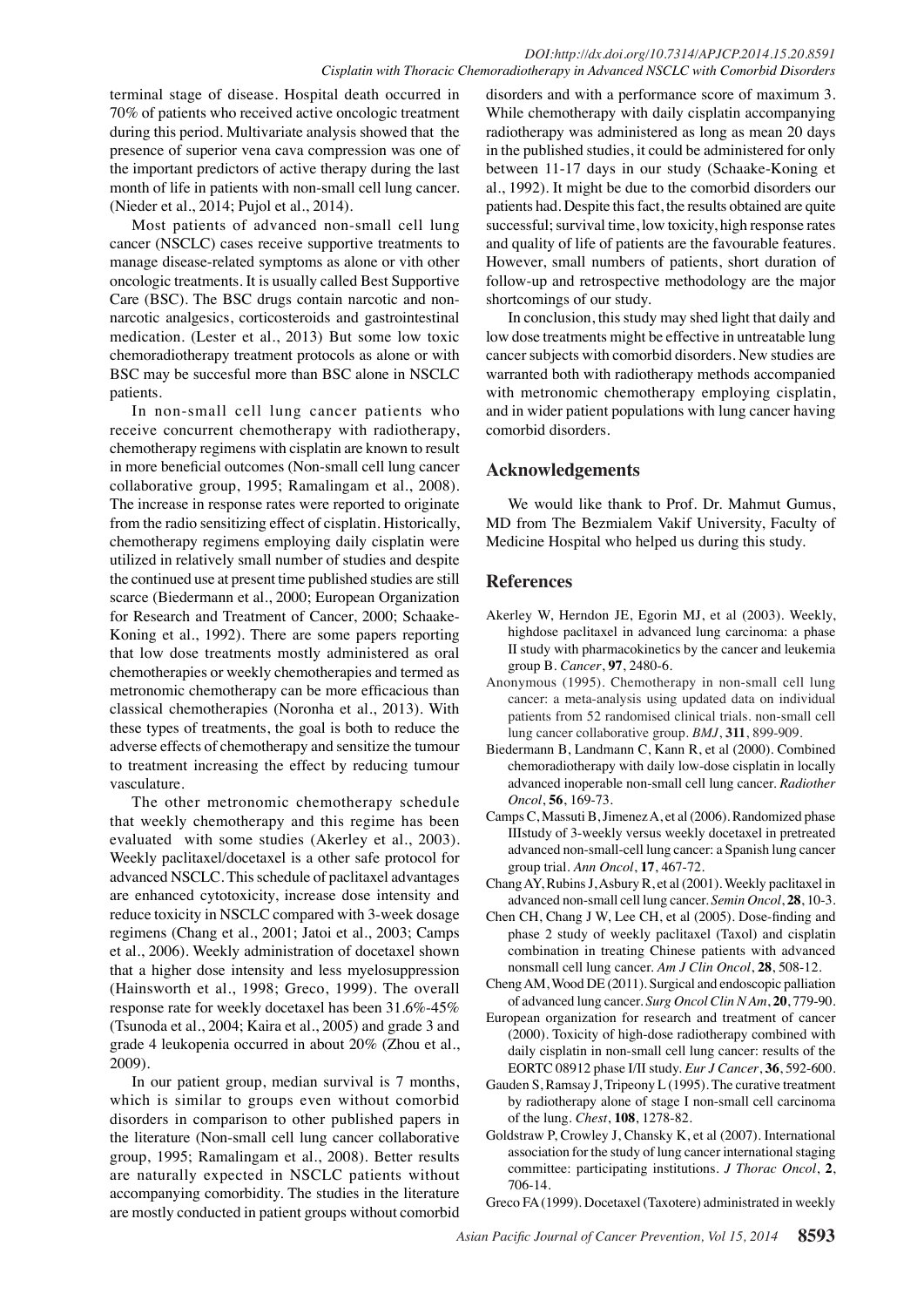terminal stage of disease. Hospital death occurred in 70% of patients who received active oncologic treatment during this period. Multivariate analysis showed that the presence of superior vena cava compression was one of the important predictors of active therapy during the last month of life in patients with non-small cell lung cancer. (Nieder et al., 2014; Pujol et al., 2014).

Most patients of advanced non-small cell lung cancer (NSCLC) cases receive supportive treatments to manage disease-related symptoms as alone or vith other oncologic treatments. It is usually called Best Supportive Care (BSC). The BSC drugs contain narcotic and non-narcotic analgesics, corticosteroids and gastrointestinal medication. (Lester et al., 2013) But some low toxic chemoradiotherapy treatment protocols as alone or with BSC may be succesful more than BSC alone in NSCLC patients.

In non-small cell lung cancer patients who receive concurrent chemotherapy with radiotherapy, chemotherapy regimens with cisplatin are known to result in more beneficial outcomes (Non-small cell lung cancer collaborative group, 1995; Ramalingam et al., 2008). The increase in response rates were reported to originate from the radio sensitizing effect of cisplatin. Historically, chemotherapy regimens employing daily cisplatin were utilized in relatively small number of studies and despite the continued use at present time published studies are still scarce (Biedermann et al., 2000; European Organization for Research and Treatment of Cancer, 2000; Schaake-Koning et al., 1992). There are some papers reporting that low dose treatments mostly administered as oral chemotherapies or weekly chemotherapies and termed as metronomic chemotherapy can be more efficacious than classical chemotherapies (Noronha et al., 2013). With these types of treatments, the goal is both to reduce the adverse effects of chemotherapy and sensitize the tumour to treatment increasing the effect by reducing tumour vasculature.

The other metronomic chemotherapy schedule that weekly chemotherapy and this regime has been evaluated with some studies (Akerley et al., 2003). Weekly paclitaxel/docetaxel is a other safe protocol for advanced NSCLC. This schedule of paclitaxel advantages are enhanced cytotoxicity, increase dose intensity and reduce toxicity in NSCLC compared with 3-week dosage regimens (Chang et al., 2001; Jatoi et al., 2003; Camps et al., 2006). Weekly administration of docetaxel shown that a higher dose intensity and less myelosuppression (Hainsworth et al., 1998; Greco, 1999). The overall response rate for weekly docetaxel has been 31.6%-45% (Tsunoda et al., 2004; Kaira et al., 2005) and grade 3 and grade 4 leukopenia occurred in about 20% (Zhou et al., 2009).

In our patient group, median survival is 7 months, which is similar to groups even without comorbid disorders in comparison to other published papers in the literature (Non-small cell lung cancer collaborative group, 1995; Ramalingam et al., 2008). Better results are naturally expected in NSCLC patients without accompanying comorbidity. The studies in the literature are mostly conducted in patient groups without comorbid disorders and with a performance score of maximum 3. While chemotherapy with daily cisplatin accompanying radiotherapy was administered as long as mean 20 days in the published studies, it could be administered for only between 11-17 days in our study (Schaake-Koning et al., 1992). It might be due to the comorbid disorders our patients had. Despite this fact, the results obtained are quite successful; survival time, low toxicity, high response rates and quality of life of patients are the favourable features. However, small numbers of patients, short duration of follow-up and retrospective methodology are the major shortcomings of our study.

In conclusion, this study may shed light that daily and low dose treatments might be effective in untreatable lung cancer subjects with comorbid disorders. New studies are warranted both with radiotherapy methods accompanied with metronomic chemotherapy employing cisplatin, and in wider patient populations with lung cancer having comorbid disorders.

## Acknowledgements

We would like thank to Prof. Dr. Mahmut Gumus, MD from The Bezmialem Vakif University, Faculty of Medicine Hospital who helped us during this study.

## References

Akerley W, Herndon JE, Egorin MJ, et al (2003). Weekly, highdose paclitaxel in advanced lung carcinoma: a phase II study with pharmacokinetics by the cancer and leukemia group B. *Cancer*, **97**, 2480-6.

Anonymous (1995). Chemotherapy in non-small cell lung cancer: a meta-analysis using updated data on individual patients from 52 randomised clinical trials. non-small cell lung cancer collaborative group. *BMJ*, **311**, 899-909.

Biedermann B, Landmann C, Kann R, et al (2000). Combined chemoradiotherapy with daily low-dose cisplatin in locally advanced inoperable non-small cell lung cancer. *Radiother Oncol*, **56**, 169-73.

Camps C, Massuti B, Jimenez A, et al (2006). Randomized phase IIIstudy of 3-weekly versus weekly docetaxel in pretreated advanced non-small-cell lung cancer: a Spanish lung cancer group trial. *Ann Oncol*, **17**, 467-72.

Chang AY, Rubins J, Asbury R, et al (2001). Weekly paclitaxel in advanced non-small cell lung cancer. *Semin Oncol*, **28**, 10-3.

Chen CH, Chang J W, Lee CH, et al (2005). Dose-finding and phase 2 study of weekly paclitaxel (Taxol) and cisplatin combination in treating Chinese patients with advanced nonsmall cell lung cancer. *Am J Clin Oncol*, **28**, 508-12.

Cheng AM, Wood DE (2011). Surgical and endoscopic palliation of advanced lung cancer. *Surg Oncol Clin N Am*, **20**, 779-90.

European organization for research and treatment of cancer (2000). Toxicity of high-dose radiotherapy combined with daily cisplatin in non-small cell lung cancer: results of the EORTC 08912 phase I/II study. *Eur J Cancer*, **36**, 592-600.

Gauden S, Ramsay J, Tripeony L (1995). The curative treatment by radiotherapy alone of stage I non-small cell carcinoma of the lung. *Chest*, **108**, 1278-82.

Goldstraw P, Crowley J, Chansky K, et al (2007). International association for the study of lung cancer international staging committee: participating institutions. *J Thorac Oncol*, **2**, 706-14.

Greco FA (1999). Docetaxel (Taxotere) administrated in weekly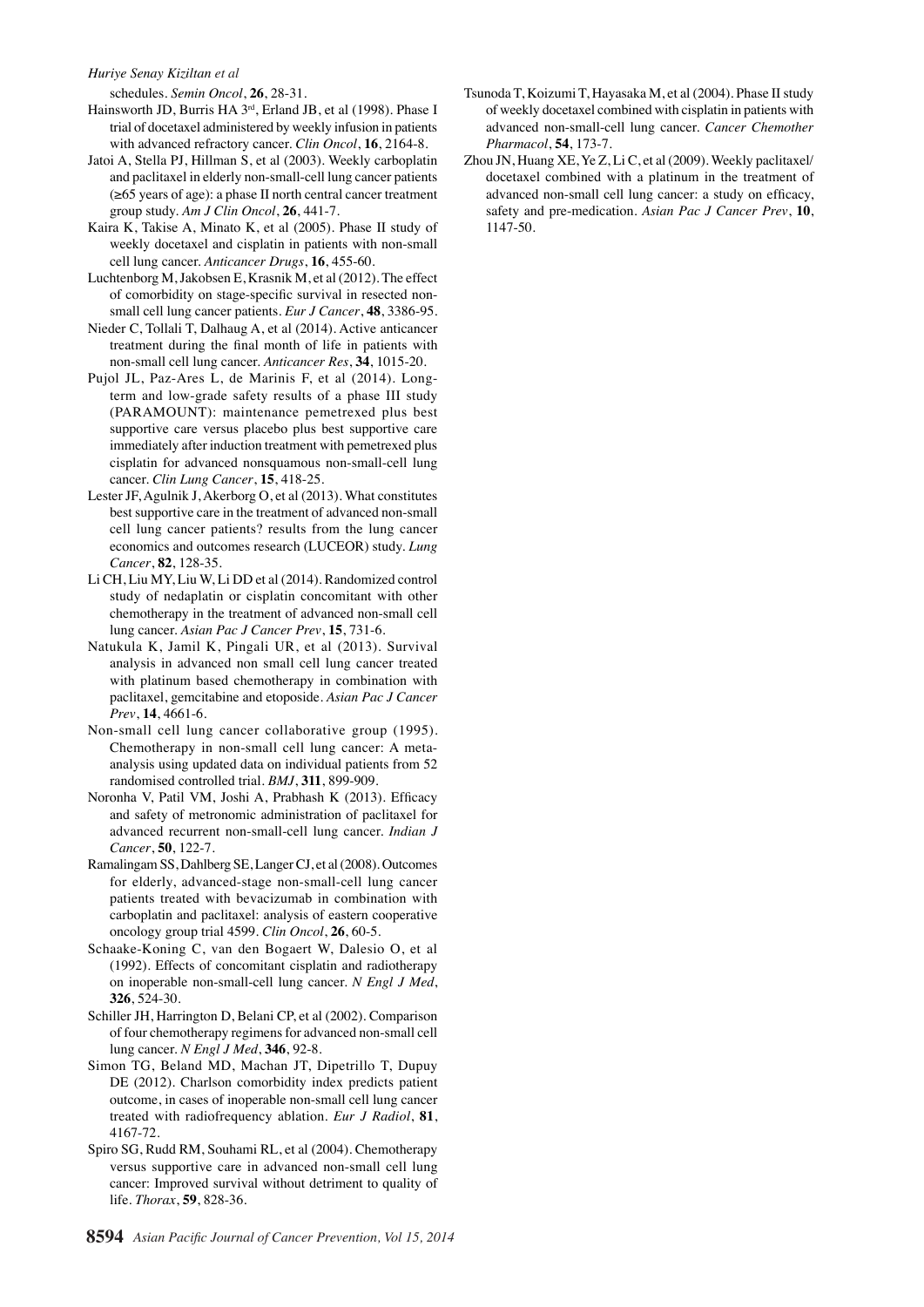schedules. *Semin Oncol*, **26**, 28-31.

Hainsworth JD, Burris HA 3[rd], Erland JB, et al (1998). Phase I trial of docetaxel administered by weekly infusion in patients with advanced refractory cancer. *Clin Oncol*, **16**, 2164-8.

Jatoi A, Stella PJ, Hillman S, et al (2003). Weekly carboplatin and paclitaxel in elderly non-small-cell lung cancer patients (≥65 years of age): a phase II north central cancer treatment group study. *Am J Clin Oncol*, **26**, 441-7.

Kaira K, Takise A, Minato K, et al (2005). Phase II study of weekly docetaxel and cisplatin in patients with non-small cell lung cancer. *Anticancer Drugs*, **16**, 455-60.

Luchtenborg M, Jakobsen E, Krasnik M, et al (2012). The effect of comorbidity on stage-specific survival in resected non-small cell lung cancer patients. *Eur J Cancer*, **48**, 3386-95.

Nieder C, Tollali T, Dalhaug A, et al (2014). Active anticancer treatment during the final month of life in patients with non-small cell lung cancer. *Anticancer Res*, **34**, 1015-20.

Pujol JL, Paz-Ares L, de Marinis F, et al (2014). Long-term and low-grade safety results of a phase III study (PARAMOUNT): maintenance pemetrexed plus best supportive care versus placebo plus best supportive care immediately after induction treatment with pemetrexed plus cisplatin for advanced nonsquamous non-small-cell lung cancer. *Clin Lung Cancer*, **15**, 418-25.

Lester JF, Agulnik J, Akerborg O, et al (2013). What constitutes best supportive care in the treatment of advanced non-small cell lung cancer patients? results from the lung cancer economics and outcomes research (LUCEOR) study. *Lung Cancer*, **82**, 128-35.

Li CH, Liu MY, Liu W, Li DD et al (2014). Randomized control study of nedaplatin or cisplatin concomitant with other chemotherapy in the treatment of advanced non-small cell lung cancer. *Asian Pac J Cancer Prev*, **15**, 731-6.

Natukula K, Jamil K, Pingali UR, et al (2013). Survival analysis in advanced non small cell lung cancer treated with platinum based chemotherapy in combination with paclitaxel, gemcitabine and etoposide. *Asian Pac J Cancer Prev*, **14**, 4661-6.

Non-small cell lung cancer collaborative group (1995). Chemotherapy in non-small cell lung cancer: A meta-analysis using updated data on individual patients from 52 randomised controlled trial. *BMJ*, **311**, 899-909.

Noronha V, Patil VM, Joshi A, Prabhash K (2013). Efficacy and safety of metronomic administration of paclitaxel for advanced recurrent non-small-cell lung cancer. *Indian J Cancer*, **50**, 122-7.

Ramalingam SS, Dahlberg SE, Langer CJ, et al (2008). Outcomes for elderly, advanced-stage non-small-cell lung cancer patients treated with bevacizumab in combination with carboplatin and paclitaxel: analysis of eastern cooperative oncology group trial 4599. *Clin Oncol*, **26**, 60-5.

Schaake-Koning C, van den Bogaert W, Dalesio O, et al (1992). Effects of concomitant cisplatin and radiotherapy on inoperable non-small-cell lung cancer. *N Engl J Med*, **326**, 524-30.

Schiller JH, Harrington D, Belani CP, et al (2002). Comparison of four chemotherapy regimens for advanced non-small cell lung cancer. *N Engl J Med*, **346**, 92-8.

Simon TG, Beland MD, Machan JT, Dipetrillo T, Dupuy DE (2012). Charlson comorbidity index predicts patient outcome, in cases of inoperable non-small cell lung cancer treated with radiofrequency ablation. *Eur J Radiol*, **81**, 4167-72.

Spiro SG, Rudd RM, Souhami RL, et al (2004). Chemotherapy versus supportive care in advanced non-small cell lung cancer: Improved survival without detriment to quality of life. *Thorax*, **59**, 828-36.

Tsunoda T, Koizumi T, Hayasaka M, et al (2004). Phase II study of weekly docetaxel combined with cisplatin in patients with advanced non-small-cell lung cancer. *Cancer Chemother Pharmacol*, **54**, 173-7.

Zhou JN, Huang XE, Ye Z, Li C, et al (2009). Weekly paclitaxel/docetaxel combined with a platinum in the treatment of advanced non-small cell lung cancer: a study on efficacy, safety and pre-medication. *Asian Pac J Cancer Prev*, **10**, 1147-50.